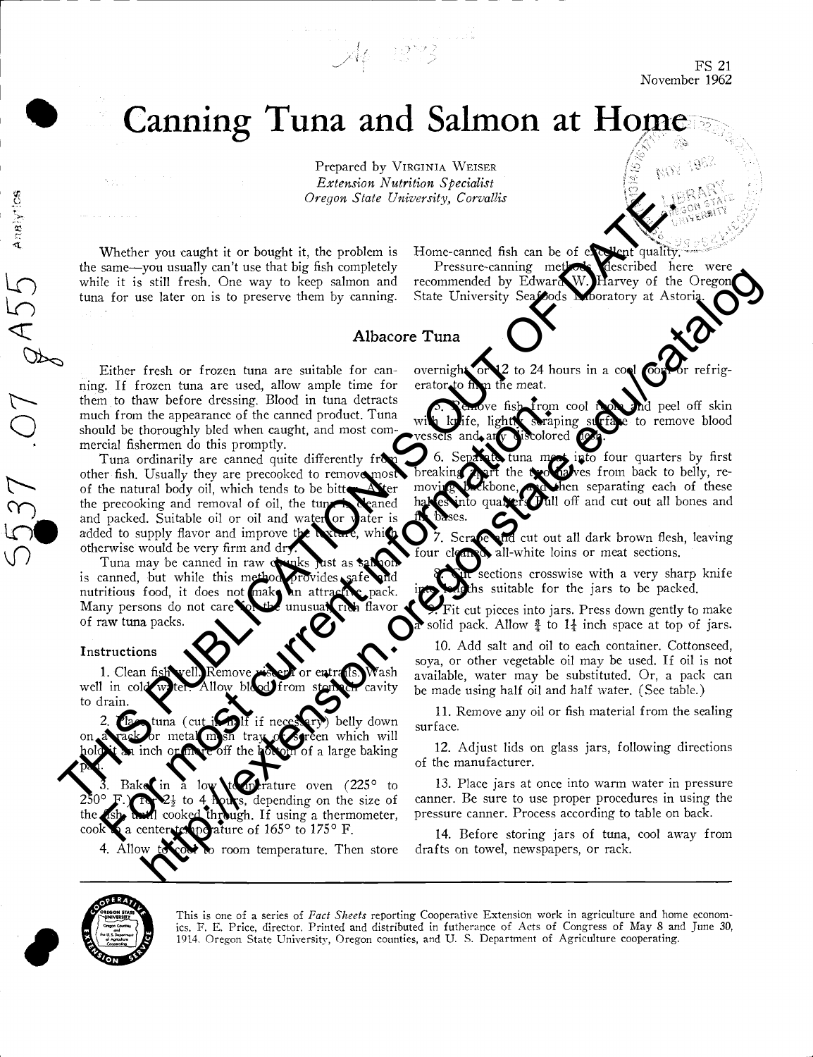FS 21
November 1962

# Canning Tuna and Salmon at Home

Prepared by VIRGINIA WEISER
*Extension Nutrition Specialist*
*Oregon State University, Corvallis*

Whether you caught it or bought it, the problem is the same—you usually can't use that big fish completely while it is still fresh. One way to keep salmon and tuna for use later on is to preserve them by canning. Home-canned fish can be of excellent quality.

Pressure-canning methods described here were recommended by Edward W. Harvey of the Oregon State University Seafoods Laboratory at Astoria.

## Albacore Tuna

Either fresh or frozen tuna are suitable for canning. If frozen tuna are used, allow ample time for them to thaw before dressing. Blood in tuna detracts much from the appearance of the canned product. Tuna should be thoroughly bled when caught, and most commercial fishermen do this promptly.

Tuna ordinarily are canned quite differently from other fish. Usually they are precooked to remove most of the natural body oil, which tends to be bitter. After the precooking and removal of oil, the tuna is cleaned and packed. Suitable oil or oil and water or water is added to supply flavor and improve the texture, which otherwise would be very firm and dry.

Tuna may be canned in raw chunks just as salmon is canned, but while this method provides safe and nutritious food, it does not make an attractive pack. Many persons do not care for the unusual rich flavor of raw tuna packs.

### Instructions

1. Clean fish well. Remove viscera or entrails. Wash well in cold water. Allow blood from stomach cavity to drain.

2. Place tuna (cut in half if necessary) belly down on a rack or metal mesh tray or screen which will hold it an inch or more off the bottom of a large baking pan.

3. Bake in a low temperature oven (225° to 250° F.) for 2½ to 4 hours, depending on the size of the fish, until cooked through. If using a thermometer, cook to a center temperature of 165° to 175° F.

4. Allow to cool to room temperature. Then store overnight or 12 to 24 hours in a cool room or refrigerator to firm the meat.

5. Remove fish from cool room and peel off skin with knife, lightly scraping surface to remove blood vessels and any discolored flesh.

6. Separate tuna meat into four quarters by first breaking apart the two halves from back to belly, removing backbone, and then separating each of these halves into quarters. Pull off and cut out all bones and fin bases.

7. Scrape and cut out all dark brown flesh, leaving four cleaned, all-white loins or meat sections.

8. Cut sections crosswise with a very sharp knife into lengths suitable for the jars to be packed.

9. Fit cut pieces into jars. Press down gently to make a solid pack. Allow ¾ to 1¼ inch space at top of jars.

10. Add salt and oil to each container. Cottonseed, soya, or other vegetable oil may be used. If oil is not available, water may be substituted. Or, a pack can be made using half oil and half water. (See table.)

11. Remove any oil or fish material from the sealing surface.

12. Adjust lids on glass jars, following directions of the manufacturer.

13. Place jars at once into warm water in pressure canner. Be sure to use proper procedures in using the pressure canner. Process according to table on back.

14. Before storing jars of tuna, cool away from drafts on towel, newspapers, or rack.

This is one of a series of *Fact Sheets* reporting Cooperative Extension work in agriculture and home economics. F. E. Price, director. Printed and distributed in furtherance of Acts of Congress of May 8 and June 30, 1914. Oregon State University, Oregon counties, and U. S. Department of Agriculture cooperating.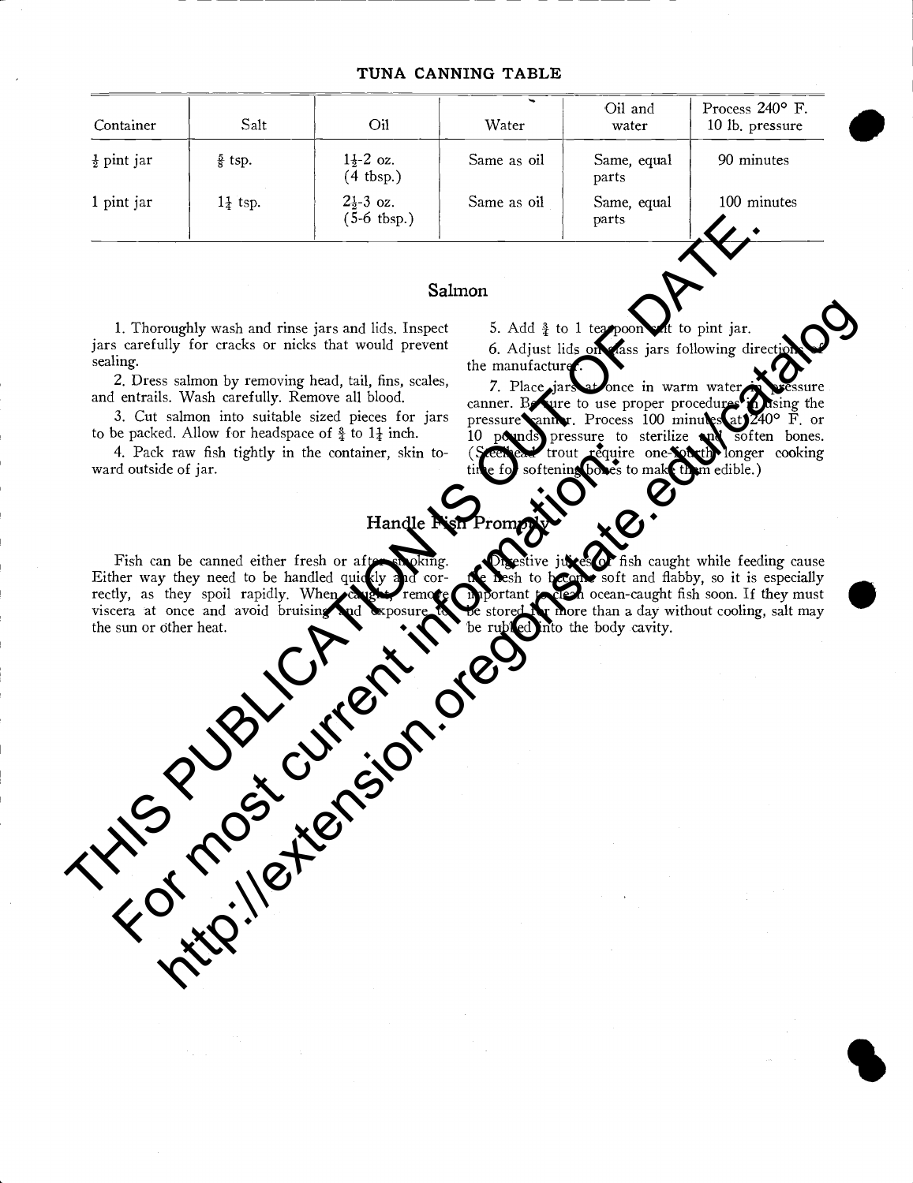**TUNA CANNING TABLE**

| Container | Salt | Oil | Water | Oil and water | Process 240° F. 10 lb. pressure |
|---|---|---|---|---|---|
| ½ pint jar | ⅝ tsp. | 1½-2 oz. (4 tbsp.) | Same as oil | Same, equal parts | 90 minutes |
| 1 pint jar | 1¼ tsp. | 2½-3 oz. (5-6 tbsp.) | Same as oil | Same, equal parts | 100 minutes |

## Salmon

1. Thoroughly wash and rinse jars and lids. Inspect jars carefully for cracks or nicks that would prevent sealing.

2. Dress salmon by removing head, tail, fins, scales, and entrails. Wash carefully. Remove all blood.

3. Cut salmon into suitable sized pieces for jars to be packed. Allow for headspace of ¾ to 1¼ inch.

4. Pack raw fish tightly in the container, skin toward outside of jar.

5. Add ¾ to 1 teaspoon salt to pint jar.

6. Adjust lids on glass jars following directions of the manufacturer.

7. Place jars at once in warm water in pressure canner. Be sure to use proper procedures in using the pressure canner. Process 100 minutes at 240° F. or 10 pounds pressure to sterilize and soften bones. (Steelhead trout require one-fourth longer cooking time for softening bones to make them edible.)

## Handle Fish Promptly

Fish can be canned either fresh or after smoking. Either way they need to be handled quickly and correctly, as they spoil rapidly. When caught, remove viscera at once and avoid bruising and exposure to the sun or other heat.

Digestive juices of fish caught while feeding cause the flesh to become soft and flabby, so it is especially important to clean ocean-caught fish soon. If they must be stored for more than a day without cooling, salt may be rubbed into the body cavity.

THIS PUBLICATION IS OUT OF DATE.
For most current information:
http://extension.oregonstate.edu/catalog